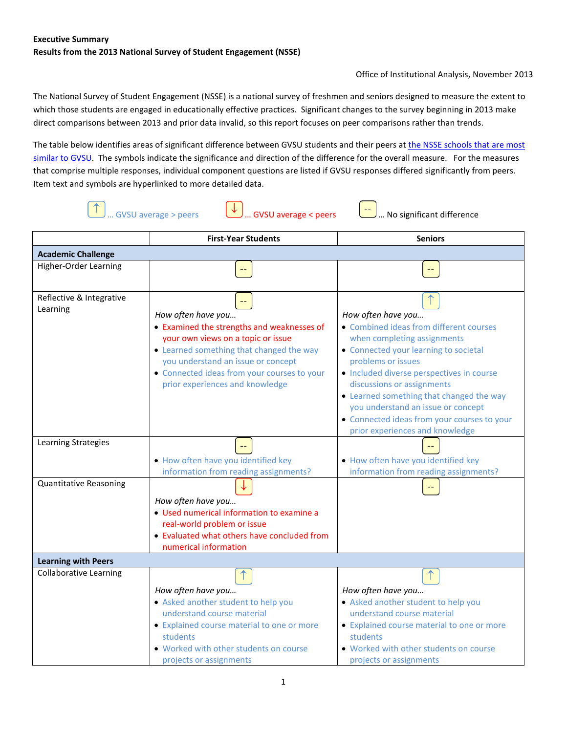**Executive Summary**
**Results from the 2013 National Survey of Student Engagement (NSSE)**

Office of Institutional Analysis, November 2013

The National Survey of Student Engagement (NSSE) is a national survey of freshmen and seniors designed to measure the extent to which those students are engaged in educationally effective practices. Significant changes to the survey beginning in 2013 make direct comparisons between 2013 and prior data invalid, so this report focuses on peer comparisons rather than trends.

The table below identifies areas of significant difference between GVSU students and their peers at the NSSE schools that are most similar to GVSU. The symbols indicate the significance and direction of the difference for the overall measure. For the measures that comprise multiple responses, individual component questions are listed if GVSU responses differed significantly from peers. Item text and symbols are hyperlinked to more detailed data.

↑ … GVSU average > peers  ↓ … GVSU average < peers  -- … No significant difference

| | First-Year Students | Seniors |
|---|---|---|
| **Academic Challenge** | | |
| Higher-Order Learning | -- | -- |
| Reflective & Integrative Learning | -- <br> *How often have you…* <br> • Examined the strengths and weaknesses of your own views on a topic or issue (↓) <br> • Learned something that changed the way you understand an issue or concept (↑) <br> • Connected ideas from your courses to your prior experiences and knowledge (↑) | ↑ <br> *How often have you…* <br> • Combined ideas from different courses when completing assignments (↑) <br> • Connected your learning to societal problems or issues (↑) <br> • Included diverse perspectives in course discussions or assignments (↑) <br> • Learned something that changed the way you understand an issue or concept (↑) <br> • Connected ideas from your courses to your prior experiences and knowledge (↑) |
| Learning Strategies | -- <br> • How often have you identified key information from reading assignments? (↑) | -- <br> • How often have you identified key information from reading assignments? (↑) |
| Quantitative Reasoning | ↓ <br> *How often have you…* <br> • Used numerical information to examine a real-world problem or issue (↓) <br> • Evaluated what others have concluded from numerical information (↓) | -- |
| **Learning with Peers** | | |
| Collaborative Learning | ↑ <br> *How often have you…* <br> • Asked another student to help you understand course material (↑) <br> • Explained course material to one or more students (↑) <br> • Worked with other students on course projects or assignments (↑) | ↑ <br> *How often have you…* <br> • Asked another student to help you understand course material (↑) <br> • Explained course material to one or more students (↑) <br> • Worked with other students on course projects or assignments (↑) |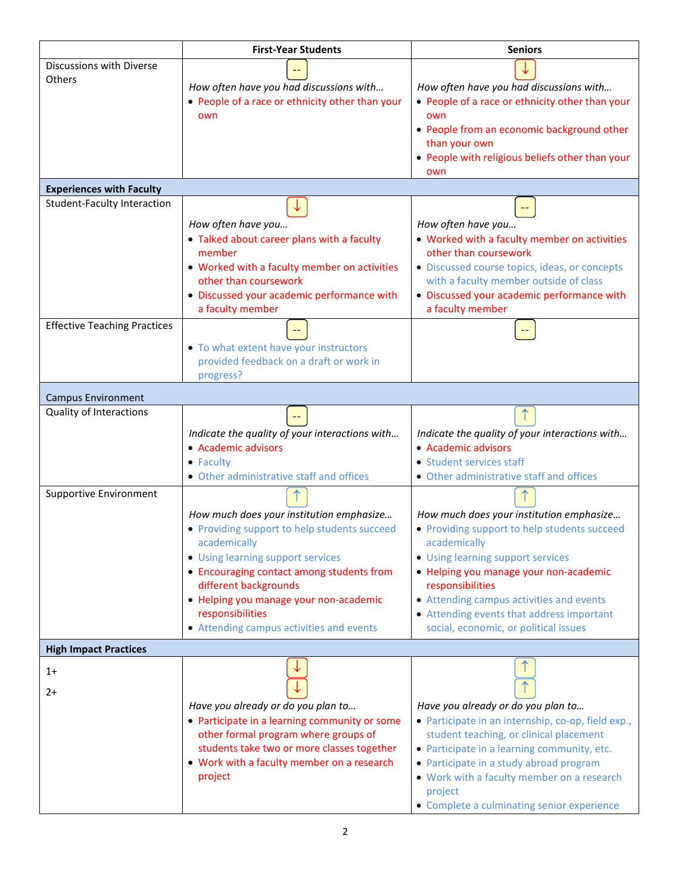| | First-Year Students | Seniors |
|---|---|---|
| Discussions with Diverse Others | -- <br> *How often have you had discussions with…* <br> • People of a race or ethnicity other than your own | ↓ <br> *How often have you had discussions with…* <br> • People of a race or ethnicity other than your own <br> • People from an economic background other than your own <br> • People with religious beliefs other than your own |
| **Experiences with Faculty** | | |
| Student-Faculty Interaction | ↓ <br> *How often have you…* <br> • Talked about career plans with a faculty member <br> • Worked with a faculty member on activities other than coursework <br> • Discussed your academic performance with a faculty member | -- <br> *How often have you…* <br> • Worked with a faculty member on activities other than coursework <br> • Discussed course topics, ideas, or concepts with a faculty member outside of class <br> • Discussed your academic performance with a faculty member |
| Effective Teaching Practices | -- <br> • To what extent have your instructors provided feedback on a draft or work in progress? | -- |
| Campus Environment | | |
| Quality of Interactions | -- <br> *Indicate the quality of your interactions with…* <br> • Academic advisors <br> • Faculty <br> • Other administrative staff and offices | ↑ <br> *Indicate the quality of your interactions with…* <br> • Academic advisors <br> • Student services staff <br> • Other administrative staff and offices |
| Supportive Environment | ↑ <br> *How much does your institution emphasize…* <br> • Providing support to help students succeed academically <br> • Using learning support services <br> • Encouraging contact among students from different backgrounds <br> • Helping you manage your non-academic responsibilities <br> • Attending campus activities and events | ↑ <br> *How much does your institution emphasize…* <br> • Providing support to help students succeed academically <br> • Using learning support services <br> • Helping you manage your non-academic responsibilities <br> • Attending campus activities and events <br> • Attending events that address important social, economic, or political issues |
| **High Impact Practices** | | |
| 1+ <br> 2+ | ↓ <br> ↓ <br> *Have you already or do you plan to…* <br> • Participate in a learning community or some other formal program where groups of students take two or more classes together <br> • Work with a faculty member on a research project | ↑ <br> ↑ <br> *Have you already or do you plan to…* <br> • Participate in an internship, co-op, field exp., student teaching, or clinical placement <br> • Participate in a learning community, etc. <br> • Participate in a study abroad program <br> • Work with a faculty member on a research project <br> • Complete a culminating senior experience |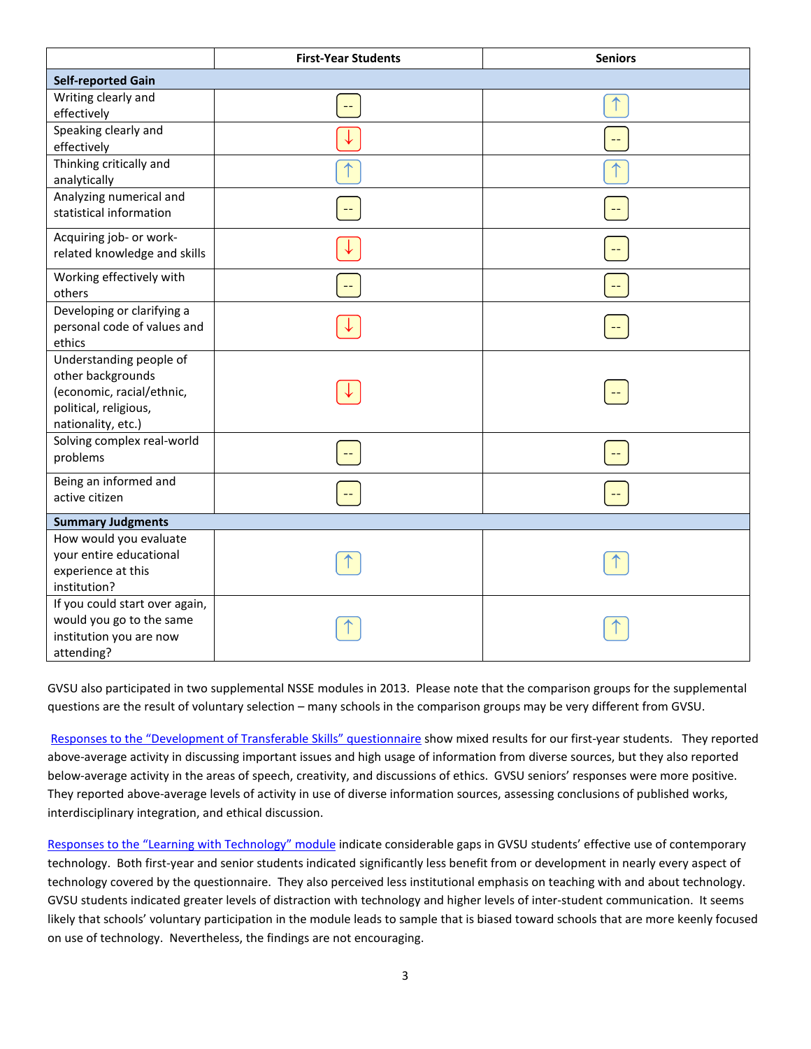| | First-Year Students | Seniors |
|---|---|---|
| **Self-reported Gain** | | |
| Writing clearly and effectively | -- | ↑ |
| Speaking clearly and effectively | ↓ | -- |
| Thinking critically and analytically | ↑ | ↑ |
| Analyzing numerical and statistical information | -- | -- |
| Acquiring job- or work-related knowledge and skills | ↓ | -- |
| Working effectively with others | -- | -- |
| Developing or clarifying a personal code of values and ethics | ↓ | -- |
| Understanding people of other backgrounds (economic, racial/ethnic, political, religious, nationality, etc.) | ↓ | -- |
| Solving complex real-world problems | -- | -- |
| Being an informed and active citizen | -- | -- |
| **Summary Judgments** | | |
| How would you evaluate your entire educational experience at this institution? | ↑ | ↑ |
| If you could start over again, would you go to the same institution you are now attending? | ↑ | ↑ |

GVSU also participated in two supplemental NSSE modules in 2013. Please note that the comparison groups for the supplemental questions are the result of voluntary selection – many schools in the comparison groups may be very different from GVSU.

Responses to the "Development of Transferable Skills" questionnaire show mixed results for our first-year students. They reported above-average activity in discussing important issues and high usage of information from diverse sources, but they also reported below-average activity in the areas of speech, creativity, and discussions of ethics. GVSU seniors' responses were more positive. They reported above-average levels of activity in use of diverse information sources, assessing conclusions of published works, interdisciplinary integration, and ethical discussion.

Responses to the "Learning with Technology" module indicate considerable gaps in GVSU students' effective use of contemporary technology. Both first-year and senior students indicated significantly less benefit from or development in nearly every aspect of technology covered by the questionnaire. They also perceived less institutional emphasis on teaching with and about technology. GVSU students indicated greater levels of distraction with technology and higher levels of inter-student communication. It seems likely that schools' voluntary participation in the module leads to sample that is biased toward schools that are more keenly focused on use of technology. Nevertheless, the findings are not encouraging.